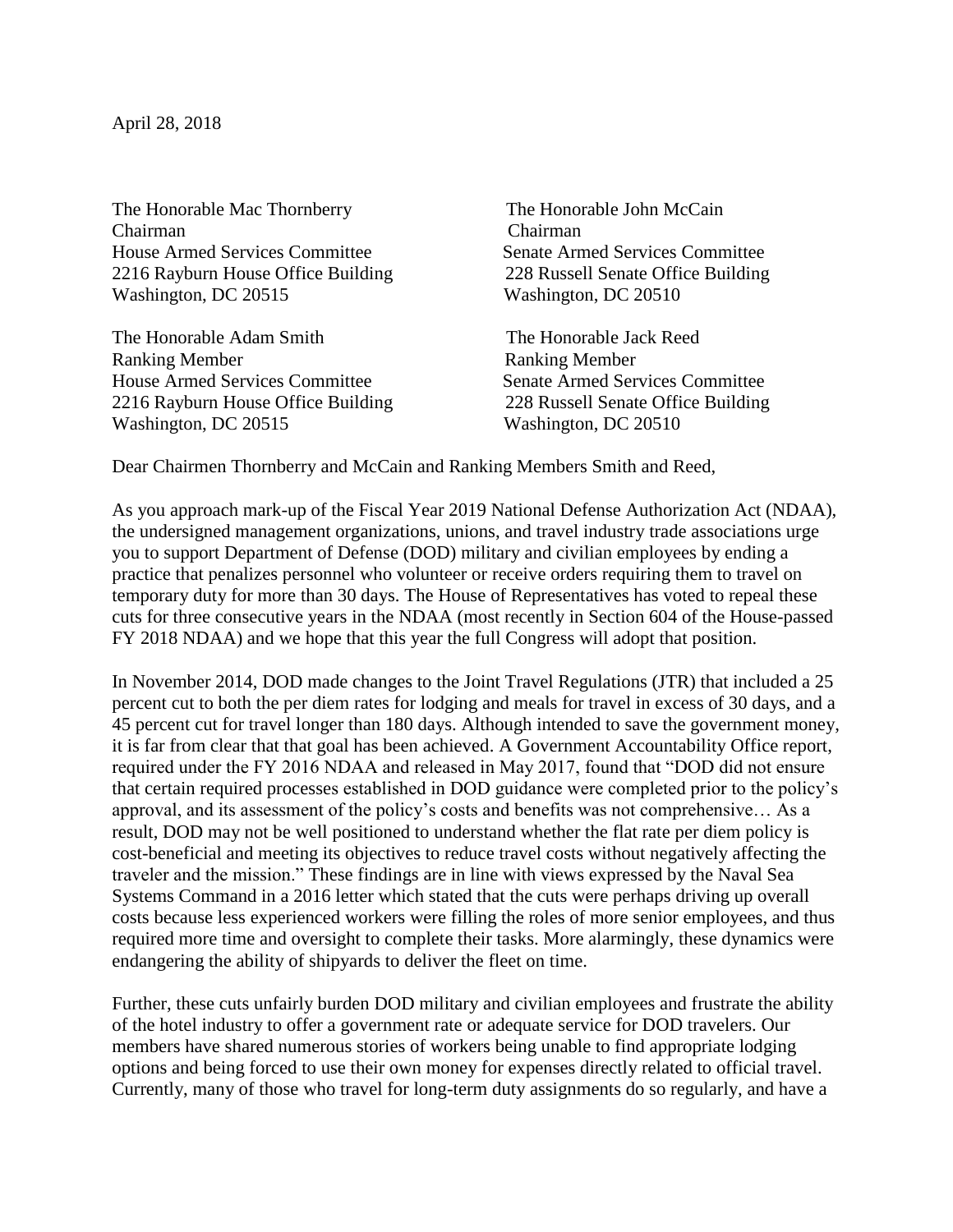April 28, 2018

The Honorable Mac Thornberry
Chairman
House Armed Services Committee
2216 Rayburn House Office Building
Washington, DC 20515

The Honorable John McCain
Chairman
Senate Armed Services Committee
228 Russell Senate Office Building
Washington, DC 20510

The Honorable Adam Smith
Ranking Member
House Armed Services Committee
2216 Rayburn House Office Building
Washington, DC 20515

The Honorable Jack Reed
Ranking Member
Senate Armed Services Committee
228 Russell Senate Office Building
Washington, DC 20510

Dear Chairmen Thornberry and McCain and Ranking Members Smith and Reed,

As you approach mark-up of the Fiscal Year 2019 National Defense Authorization Act (NDAA), the undersigned management organizations, unions, and travel industry trade associations urge you to support Department of Defense (DOD) military and civilian employees by ending a practice that penalizes personnel who volunteer or receive orders requiring them to travel on temporary duty for more than 30 days. The House of Representatives has voted to repeal these cuts for three consecutive years in the NDAA (most recently in Section 604 of the House-passed FY 2018 NDAA) and we hope that this year the full Congress will adopt that position.

In November 2014, DOD made changes to the Joint Travel Regulations (JTR) that included a 25 percent cut to both the per diem rates for lodging and meals for travel in excess of 30 days, and a 45 percent cut for travel longer than 180 days. Although intended to save the government money, it is far from clear that that goal has been achieved. A Government Accountability Office report, required under the FY 2016 NDAA and released in May 2017, found that "DOD did not ensure that certain required processes established in DOD guidance were completed prior to the policy's approval, and its assessment of the policy's costs and benefits was not comprehensive… As a result, DOD may not be well positioned to understand whether the flat rate per diem policy is cost-beneficial and meeting its objectives to reduce travel costs without negatively affecting the traveler and the mission." These findings are in line with views expressed by the Naval Sea Systems Command in a 2016 letter which stated that the cuts were perhaps driving up overall costs because less experienced workers were filling the roles of more senior employees, and thus required more time and oversight to complete their tasks. More alarmingly, these dynamics were endangering the ability of shipyards to deliver the fleet on time.

Further, these cuts unfairly burden DOD military and civilian employees and frustrate the ability of the hotel industry to offer a government rate or adequate service for DOD travelers. Our members have shared numerous stories of workers being unable to find appropriate lodging options and being forced to use their own money for expenses directly related to official travel. Currently, many of those who travel for long-term duty assignments do so regularly, and have a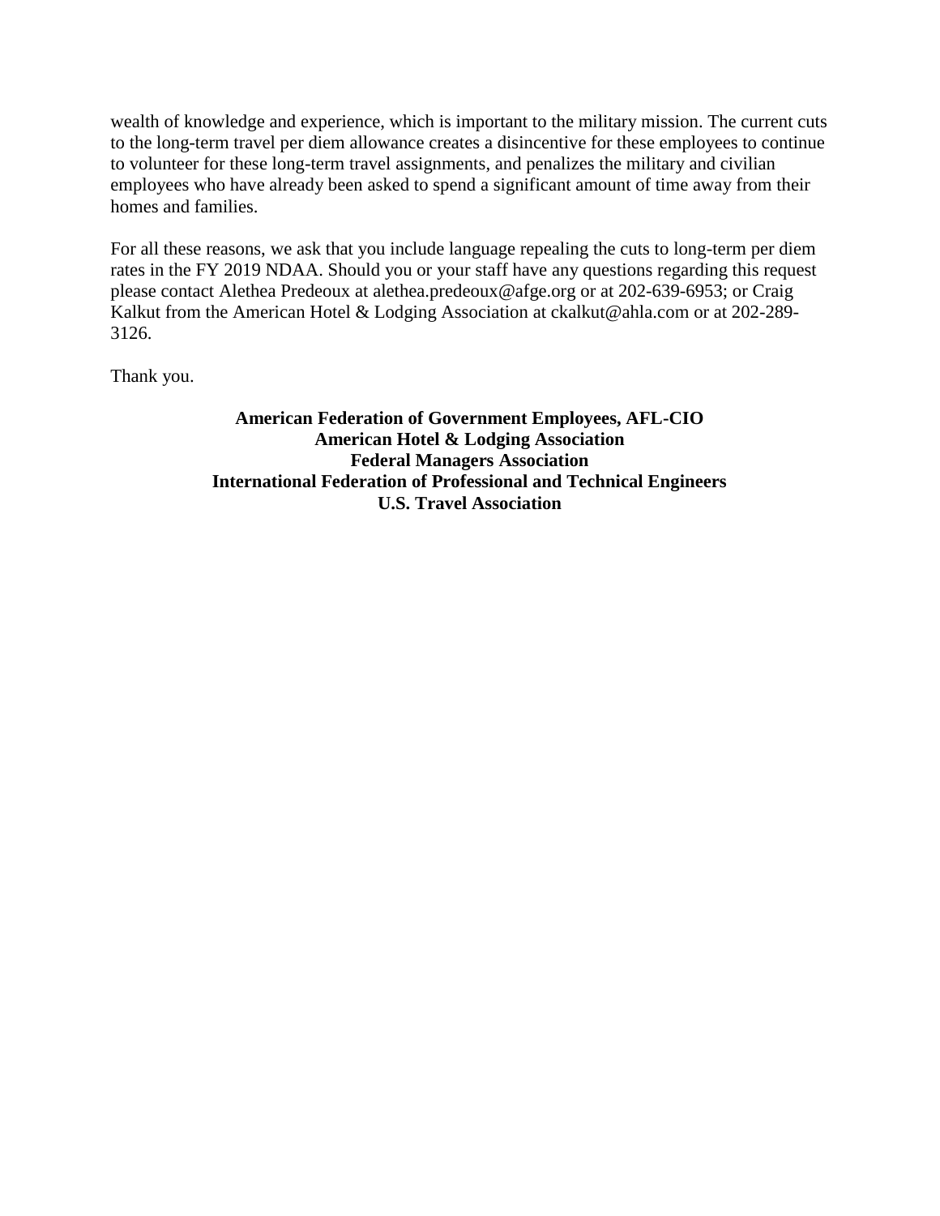wealth of knowledge and experience, which is important to the military mission. The current cuts to the long-term travel per diem allowance creates a disincentive for these employees to continue to volunteer for these long-term travel assignments, and penalizes the military and civilian employees who have already been asked to spend a significant amount of time away from their homes and families.

For all these reasons, we ask that you include language repealing the cuts to long-term per diem rates in the FY 2019 NDAA. Should you or your staff have any questions regarding this request please contact Alethea Predeoux at alethea.predeoux@afge.org or at 202-639-6953; or Craig Kalkut from the American Hotel & Lodging Association at ckalkut@ahla.com or at 202-289-3126.

Thank you.

**American Federation of Government Employees, AFL-CIO**
**American Hotel & Lodging Association**
**Federal Managers Association**
**International Federation of Professional and Technical Engineers**
**U.S. Travel Association**